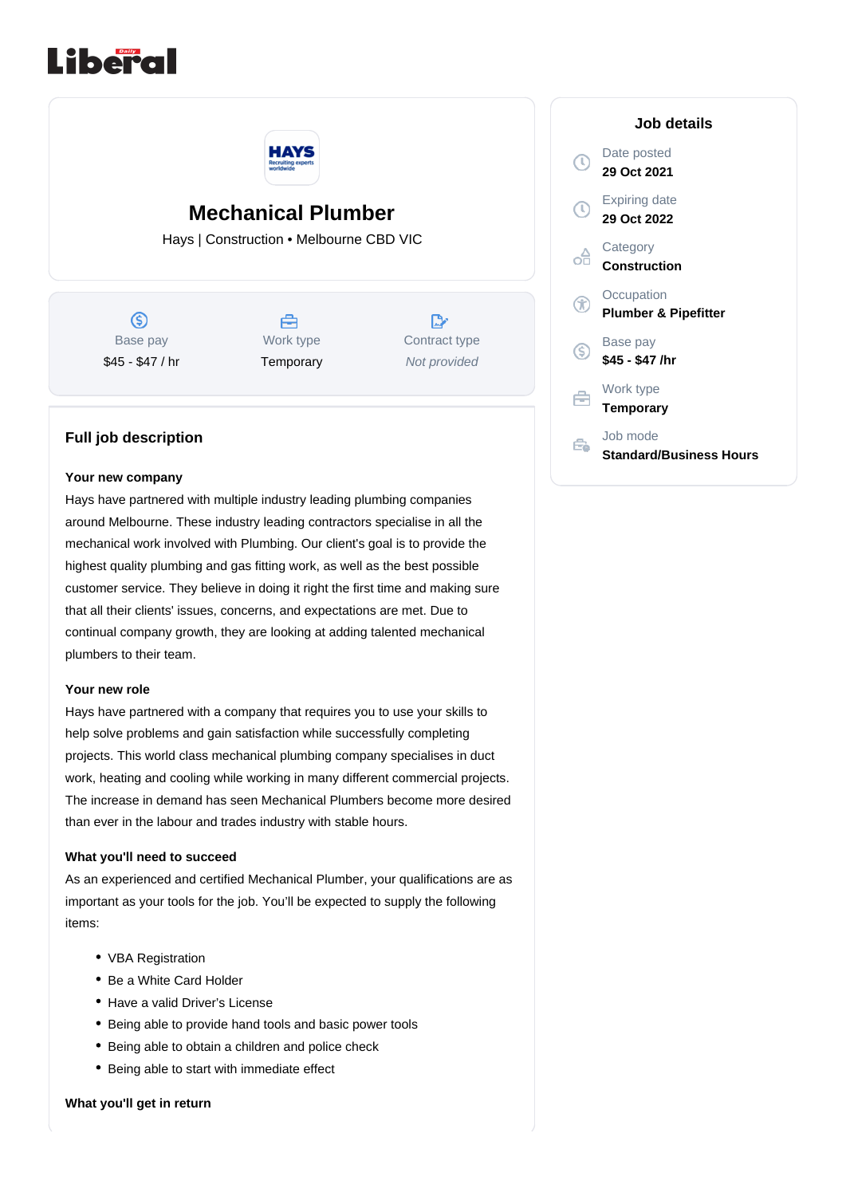# Mechanical Plumber

Hays | Construction • Melbourne CBD VIC

| Base pay | Work type | Contract type |
|---|---|---|
| $45 - $47 / hr | Temporary | *Not provided* |

## Job details

Date posted
**29 Oct 2021**

Expiring date
**29 Oct 2022**

Category
**Construction**

Occupation
**Plumber & Pipefitter**

Base pay
**$45 - $47 /hr**

Work type
**Temporary**

Job mode
**Standard/Business Hours**

## Full job description

**Your new company**

Hays have partnered with multiple industry leading plumbing companies around Melbourne. These industry leading contractors specialise in all the mechanical work involved with Plumbing. Our client's goal is to provide the highest quality plumbing and gas fitting work, as well as the best possible customer service. They believe in doing it right the first time and making sure that all their clients' issues, concerns, and expectations are met. Due to continual company growth, they are looking at adding talented mechanical plumbers to their team.

**Your new role**

Hays have partnered with a company that requires you to use your skills to help solve problems and gain satisfaction while successfully completing projects. This world class mechanical plumbing company specialises in duct work, heating and cooling while working in many different commercial projects. The increase in demand has seen Mechanical Plumbers become more desired than ever in the labour and trades industry with stable hours.

**What you'll need to succeed**

As an experienced and certified Mechanical Plumber, your qualifications are as important as your tools for the job. You'll be expected to supply the following items:

- VBA Registration
- Be a White Card Holder
- Have a valid Driver's License
- Being able to provide hand tools and basic power tools
- Being able to obtain a children and police check
- Being able to start with immediate effect

**What you'll get in return**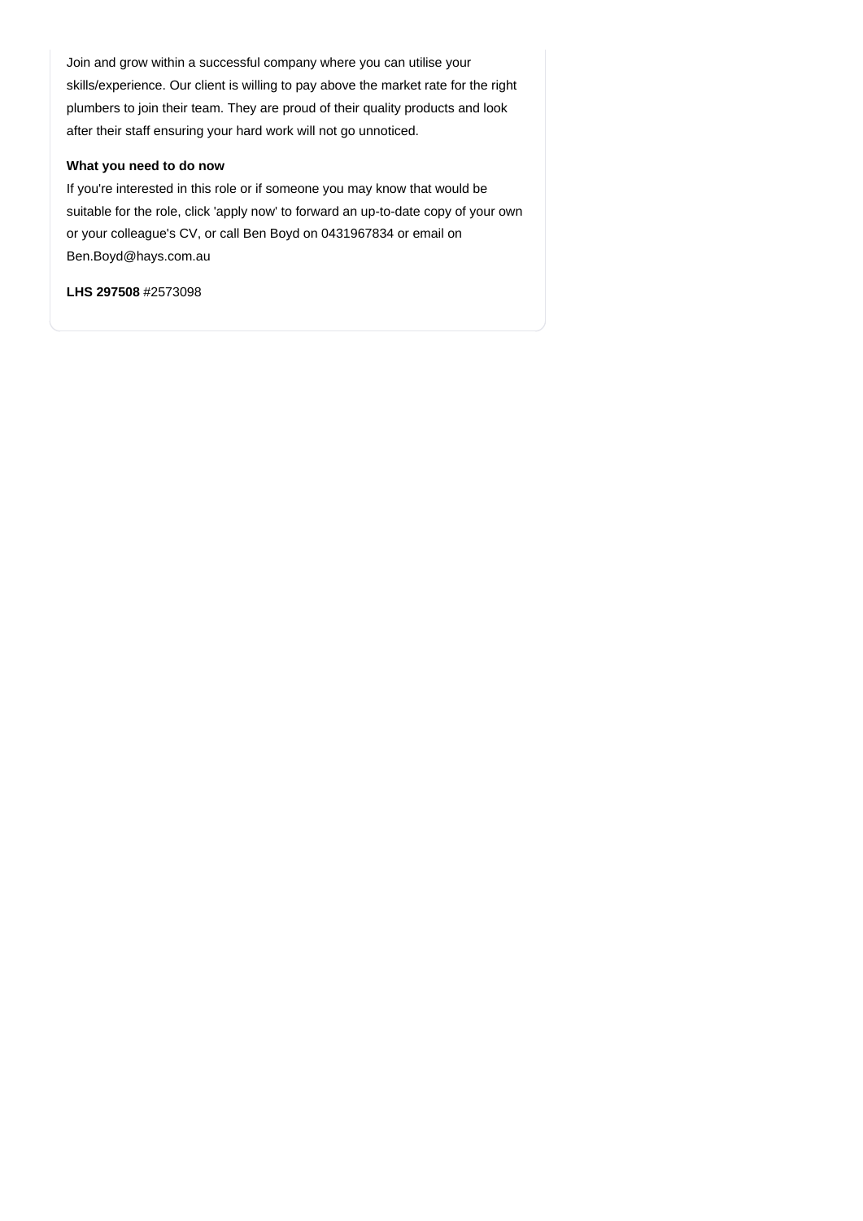Join and grow within a successful company where you can utilise your skills/experience. Our client is willing to pay above the market rate for the right plumbers to join their team. They are proud of their quality products and look after their staff ensuring your hard work will not go unnoticed.

**What you need to do now**

If you're interested in this role or if someone you may know that would be suitable for the role, click 'apply now' to forward an up-to-date copy of your own or your colleague's CV, or call Ben Boyd on 0431967834 or email on Ben.Boyd@hays.com.au

**LHS 297508** #2573098